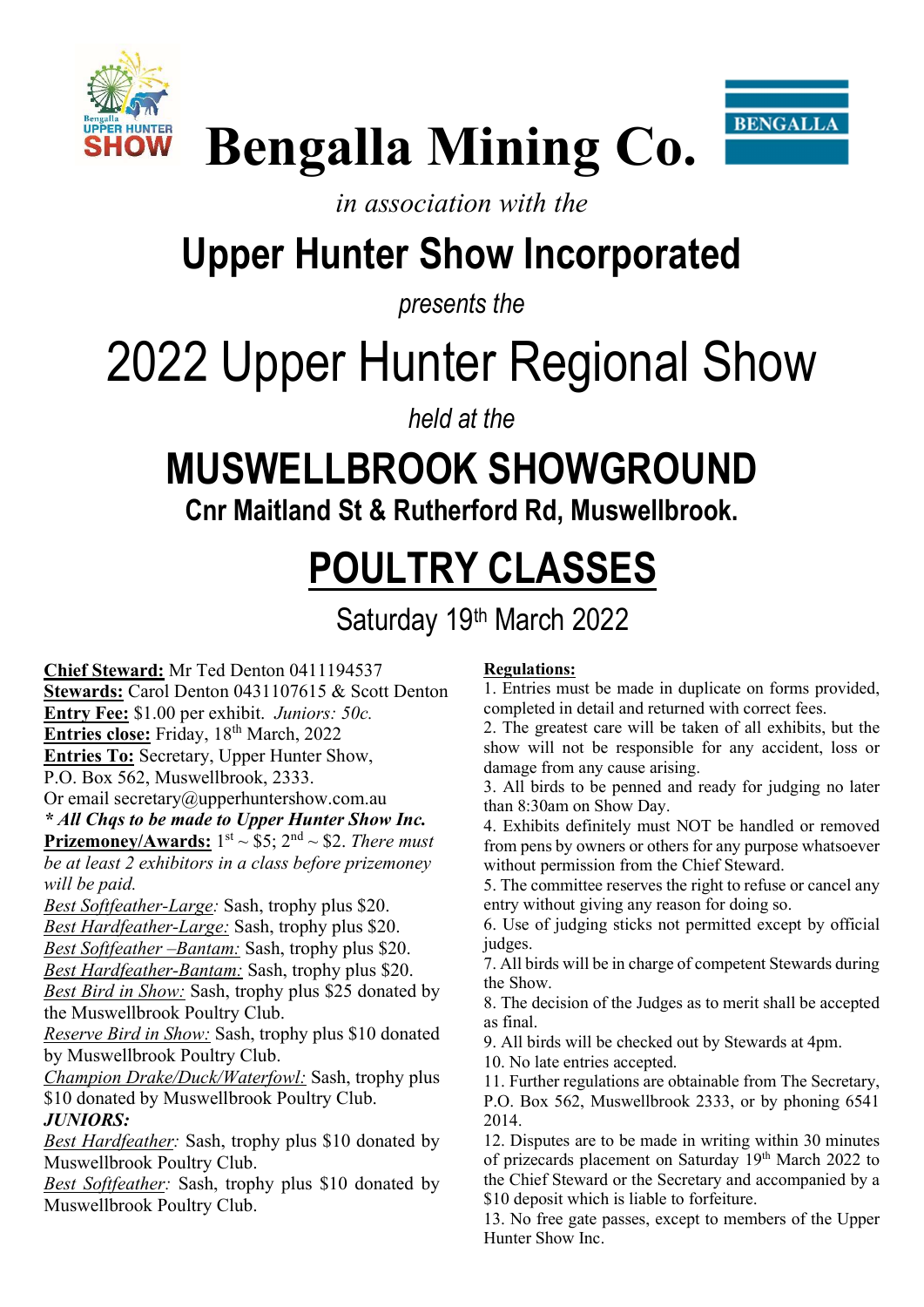# Bengalla Mining Co.

*in association with the*

## Upper Hunter Show Incorporated

*presents the*

# 2022 Upper Hunter Regional Show

*held at the*

## MUSWELLBROOK SHOWGROUND

**Cnr Maitland St & Rutherford Rd, Muswellbrook.**

# POULTRY CLASSES

Saturday 19th March 2022

**Chief Steward:** Mr Ted Denton 0411194537
**Stewards:** Carol Denton 0431107615 & Scott Denton
**Entry Fee:** $1.00 per exhibit. *Juniors: 50c.*
**Entries close:** Friday, 18th March, 2022
**Entries To:** Secretary, Upper Hunter Show,
P.O. Box 562, Muswellbrook, 2333.
Or email secretary@upperhuntershow.com.au
***\* All Chqs to be made to Upper Hunter Show Inc.***
**Prizemoney/Awards:** 1st ~ $5; 2nd ~ $2. *There must be at least 2 exhibitors in a class before prizemoney will be paid.*
*Best Softfeather-Large:* Sash, trophy plus $20.
*Best Hardfeather-Large:* Sash, trophy plus $20.
*Best Softfeather –Bantam:* Sash, trophy plus $20.
*Best Hardfeather-Bantam:* Sash, trophy plus $20.
*Best Bird in Show:* Sash, trophy plus $25 donated by the Muswellbrook Poultry Club.
*Reserve Bird in Show:* Sash, trophy plus $10 donated by Muswellbrook Poultry Club.
*Champion Drake/Duck/Waterfowl:* Sash, trophy plus $10 donated by Muswellbrook Poultry Club.

***JUNIORS:***
*Best Hardfeather:* Sash, trophy plus $10 donated by Muswellbrook Poultry Club.
*Best Softfeather:* Sash, trophy plus $10 donated by Muswellbrook Poultry Club.

**Regulations:**

1. Entries must be made in duplicate on forms provided, completed in detail and returned with correct fees.
2. The greatest care will be taken of all exhibits, but the show will not be responsible for any accident, loss or damage from any cause arising.
3. All birds to be penned and ready for judging no later than 8:30am on Show Day.
4. Exhibits definitely must NOT be handled or removed from pens by owners or others for any purpose whatsoever without permission from the Chief Steward.
5. The committee reserves the right to refuse or cancel any entry without giving any reason for doing so.
6. Use of judging sticks not permitted except by official judges.
7. All birds will be in charge of competent Stewards during the Show.
8. The decision of the Judges as to merit shall be accepted as final.
9. All birds will be checked out by Stewards at 4pm.
10. No late entries accepted.
11. Further regulations are obtainable from The Secretary, P.O. Box 562, Muswellbrook 2333, or by phoning 6541 2014.
12. Disputes are to be made in writing within 30 minutes of prizecards placement on Saturday 19th March 2022 to the Chief Steward or the Secretary and accompanied by a $10 deposit which is liable to forfeiture.
13. No free gate passes, except to members of the Upper Hunter Show Inc.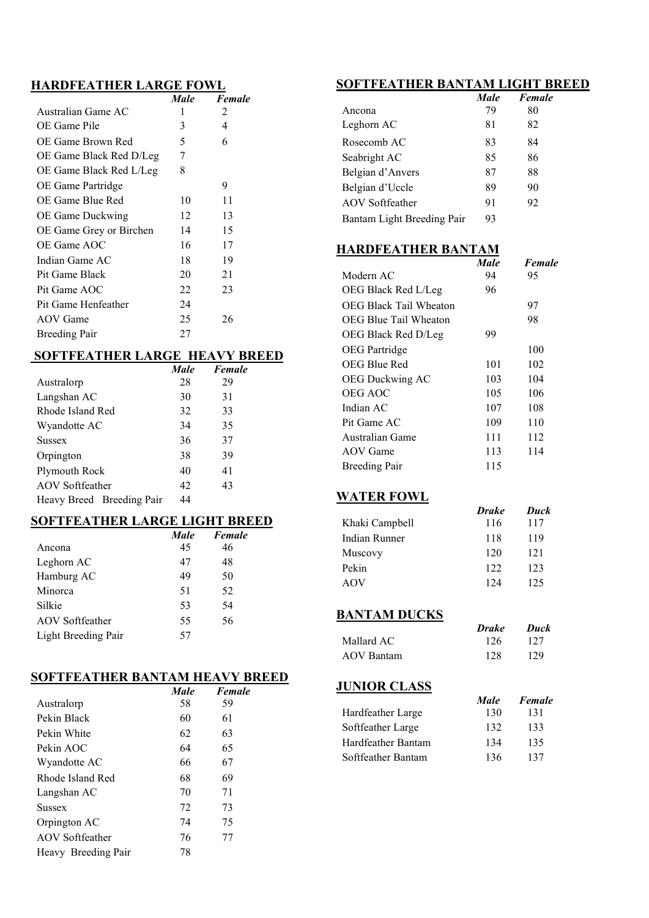## HARDFEATHER LARGE FOWL

| | *Male* | *Female* |
|---|---|---|
| Australian Game AC | 1 | 2 |
| OE Game Pile | 3 | 4 |
| OE Game Brown Red | 5 | 6 |
| OE Game Black Red D/Leg | 7 | |
| OE Game Black Red L/Leg | 8 | |
| OE Game Partridge | | 9 |
| OE Game Blue Red | 10 | 11 |
| OE Game Duckwing | 12 | 13 |
| OE Game Grey or Birchen | 14 | 15 |
| OE Game AOC | 16 | 17 |
| Indian Game AC | 18 | 19 |
| Pit Game Black | 20 | 21 |
| Pit Game AOC | 22 | 23 |
| Pit Game Henfeather | 24 | |
| AOV Game | 25 | 26 |
| Breeding Pair | 27 | |

## SOFTFEATHER LARGE HEAVY BREED

| | *Male* | *Female* |
|---|---|---|
| Australorp | 28 | 29 |
| Langshan AC | 30 | 31 |
| Rhode Island Red | 32 | 33 |
| Wyandotte AC | 34 | 35 |
| Sussex | 36 | 37 |
| Orpington | 38 | 39 |
| Plymouth Rock | 40 | 41 |
| AOV Softfeather | 42 | 43 |
| Heavy Breed Breeding Pair | 44 | |

## SOFTFEATHER LARGE LIGHT BREED

| | *Male* | *Female* |
|---|---|---|
| Ancona | 45 | 46 |
| Leghorn AC | 47 | 48 |
| Hamburg AC | 49 | 50 |
| Minorca | 51 | 52 |
| Silkie | 53 | 54 |
| AOV Softfeather | 55 | 56 |
| Light Breeding Pair | 57 | |

## SOFTFEATHER BANTAM HEAVY BREED

| | *Male* | *Female* |
|---|---|---|
| Australorp | 58 | 59 |
| Pekin Black | 60 | 61 |
| Pekin White | 62 | 63 |
| Pekin AOC | 64 | 65 |
| Wyandotte AC | 66 | 67 |
| Rhode Island Red | 68 | 69 |
| Langshan AC | 70 | 71 |
| Sussex | 72 | 73 |
| Orpington AC | 74 | 75 |
| AOV Softfeather | 76 | 77 |
| Heavy Breeding Pair | 78 | |

## SOFTFEATHER BANTAM LIGHT BREED

| | *Male* | *Female* |
|---|---|---|
| Ancona | 79 | 80 |
| Leghorn AC | 81 | 82 |
| Rosecomb AC | 83 | 84 |
| Seabright AC | 85 | 86 |
| Belgian d'Anvers | 87 | 88 |
| Belgian d'Uccle | 89 | 90 |
| AOV Softfeather | 91 | 92 |
| Bantam Light Breeding Pair | 93 | |

## HARDFEATHER BANTAM

| | *Male* | *Female* |
|---|---|---|
| Modern AC | 94 | 95 |
| OEG Black Red L/Leg | 96 | |
| OEG Black Tail Wheaton | | 97 |
| OEG Blue Tail Wheaton | | 98 |
| OEG Black Red D/Leg | 99 | |
| OEG Partridge | | 100 |
| OEG Blue Red | 101 | 102 |
| OEG Duckwing AC | 103 | 104 |
| OEG AOC | 105 | 106 |
| Indian AC | 107 | 108 |
| Pit Game AC | 109 | 110 |
| Australian Game | 111 | 112 |
| AOV Game | 113 | 114 |
| Breeding Pair | 115 | |

## WATER FOWL

| | *Drake* | *Duck* |
|---|---|---|
| Khaki Campbell | 116 | 117 |
| Indian Runner | 118 | 119 |
| Muscovy | 120 | 121 |
| Pekin | 122 | 123 |
| AOV | 124 | 125 |

## BANTAM DUCKS

| | *Drake* | *Duck* |
|---|---|---|
| Mallard AC | 126 | 127 |
| AOV Bantam | 128 | 129 |

## JUNIOR CLASS

| | *Male* | *Female* |
|---|---|---|
| Hardfeather Large | 130 | 131 |
| Softfeather Large | 132 | 133 |
| Hardfeather Bantam | 134 | 135 |
| Softfeather Bantam | 136 | 137 |